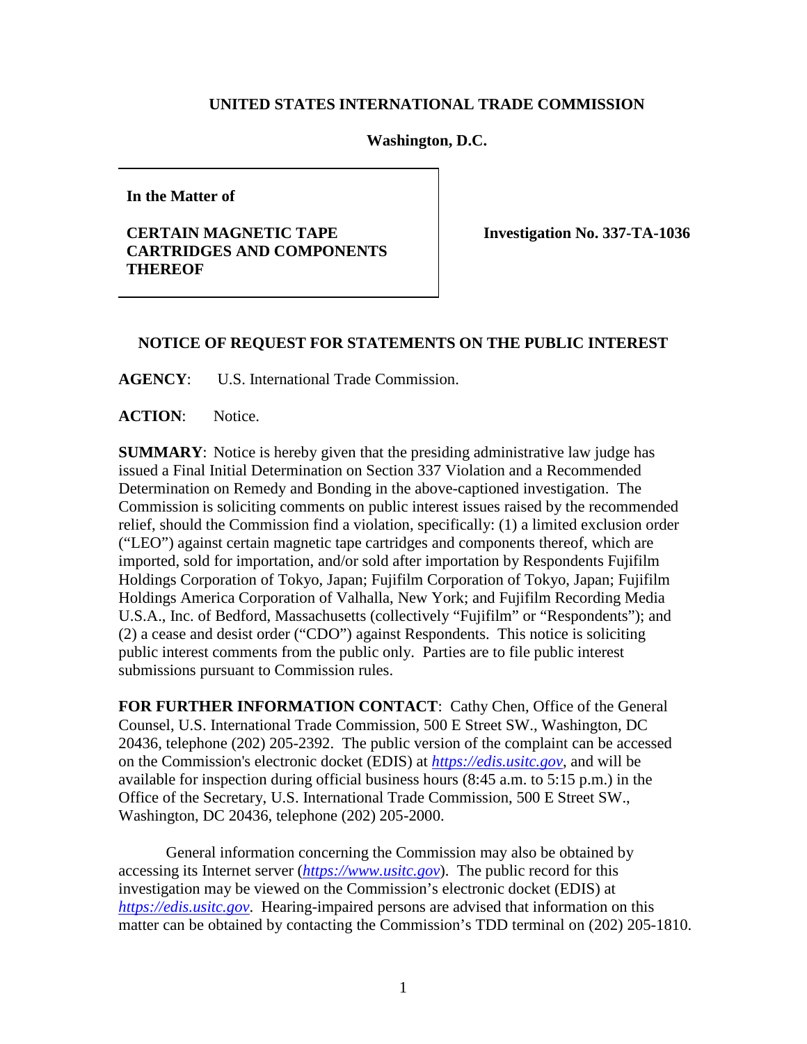**UNITED STATES INTERNATIONAL TRADE COMMISSION**

**Washington, D.C.**

| | |
|---|---|
| **In the Matter of**<br><br>**CERTAIN MAGNETIC TAPE CARTRIDGES AND COMPONENTS THEREOF** | **Investigation No. 337-TA-1036** |

**NOTICE OF REQUEST FOR STATEMENTS ON THE PUBLIC INTEREST**

**AGENCY**: U.S. International Trade Commission.

**ACTION**: Notice.

**SUMMARY**: Notice is hereby given that the presiding administrative law judge has issued a Final Initial Determination on Section 337 Violation and a Recommended Determination on Remedy and Bonding in the above-captioned investigation. The Commission is soliciting comments on public interest issues raised by the recommended relief, should the Commission find a violation, specifically: (1) a limited exclusion order ("LEO") against certain magnetic tape cartridges and components thereof, which are imported, sold for importation, and/or sold after importation by Respondents Fujifilm Holdings Corporation of Tokyo, Japan; Fujifilm Corporation of Tokyo, Japan; Fujifilm Holdings America Corporation of Valhalla, New York; and Fujifilm Recording Media U.S.A., Inc. of Bedford, Massachusetts (collectively "Fujifilm" or "Respondents"); and (2) a cease and desist order ("CDO") against Respondents. This notice is soliciting public interest comments from the public only. Parties are to file public interest submissions pursuant to Commission rules.

**FOR FURTHER INFORMATION CONTACT**: Cathy Chen, Office of the General Counsel, U.S. International Trade Commission, 500 E Street SW., Washington, DC 20436, telephone (202) 205-2392. The public version of the complaint can be accessed on the Commission's electronic docket (EDIS) at *https://edis.usitc.gov*, and will be available for inspection during official business hours (8:45 a.m. to 5:15 p.m.) in the Office of the Secretary, U.S. International Trade Commission, 500 E Street SW., Washington, DC 20436, telephone (202) 205-2000.

General information concerning the Commission may also be obtained by accessing its Internet server (*https://www.usitc.gov*). The public record for this investigation may be viewed on the Commission's electronic docket (EDIS) at *https://edis.usitc.gov*. Hearing-impaired persons are advised that information on this matter can be obtained by contacting the Commission's TDD terminal on (202) 205-1810.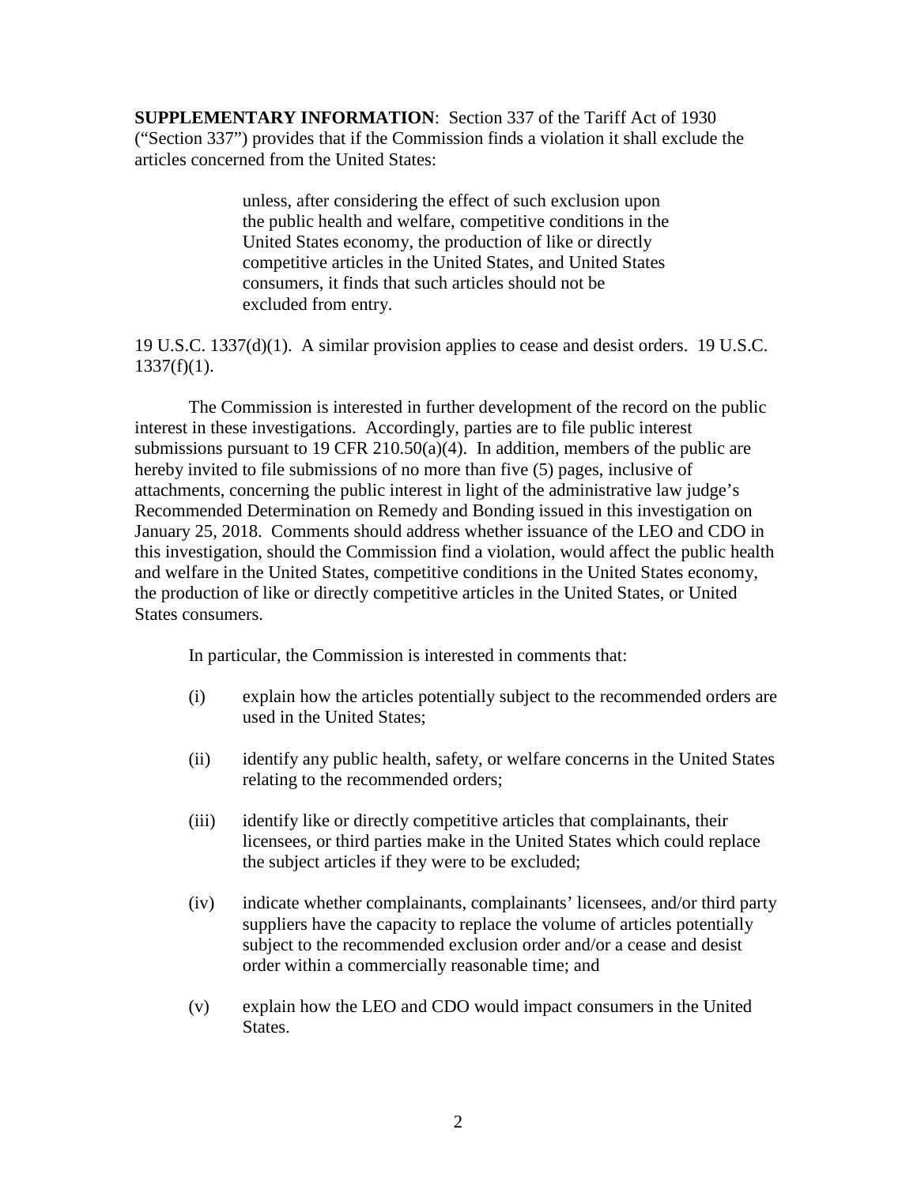**SUPPLEMENTARY INFORMATION**: Section 337 of the Tariff Act of 1930 ("Section 337") provides that if the Commission finds a violation it shall exclude the articles concerned from the United States:

> unless, after considering the effect of such exclusion upon the public health and welfare, competitive conditions in the United States economy, the production of like or directly competitive articles in the United States, and United States consumers, it finds that such articles should not be excluded from entry.

19 U.S.C. 1337(d)(1). A similar provision applies to cease and desist orders. 19 U.S.C. 1337(f)(1).

The Commission is interested in further development of the record on the public interest in these investigations. Accordingly, parties are to file public interest submissions pursuant to 19 CFR 210.50(a)(4). In addition, members of the public are hereby invited to file submissions of no more than five (5) pages, inclusive of attachments, concerning the public interest in light of the administrative law judge's Recommended Determination on Remedy and Bonding issued in this investigation on January 25, 2018. Comments should address whether issuance of the LEO and CDO in this investigation, should the Commission find a violation, would affect the public health and welfare in the United States, competitive conditions in the United States economy, the production of like or directly competitive articles in the United States, or United States consumers.

In particular, the Commission is interested in comments that:

(i) explain how the articles potentially subject to the recommended orders are used in the United States;

(ii) identify any public health, safety, or welfare concerns in the United States relating to the recommended orders;

(iii) identify like or directly competitive articles that complainants, their licensees, or third parties make in the United States which could replace the subject articles if they were to be excluded;

(iv) indicate whether complainants, complainants' licensees, and/or third party suppliers have the capacity to replace the volume of articles potentially subject to the recommended exclusion order and/or a cease and desist order within a commercially reasonable time; and

(v) explain how the LEO and CDO would impact consumers in the United States.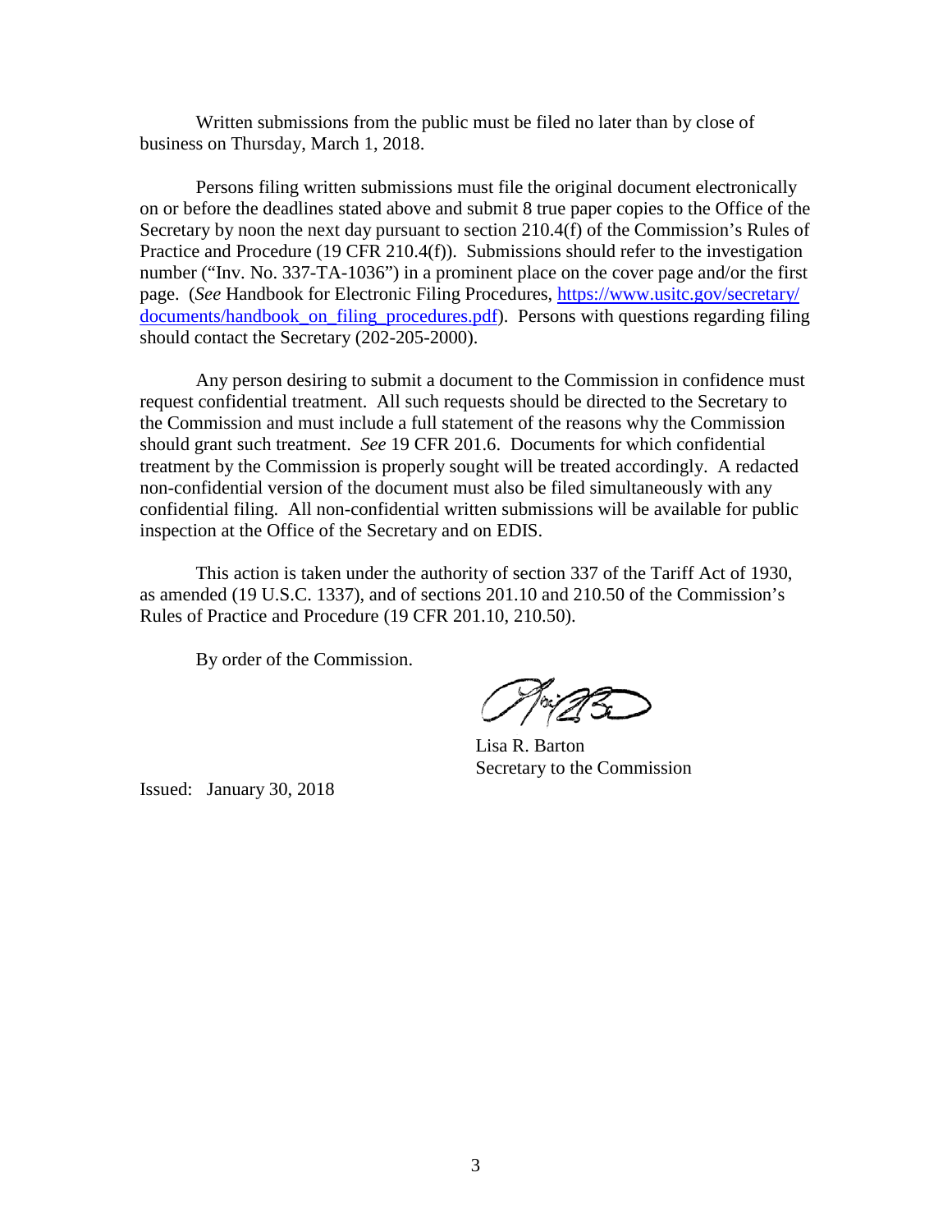Written submissions from the public must be filed no later than by close of business on Thursday, March 1, 2018.

Persons filing written submissions must file the original document electronically on or before the deadlines stated above and submit 8 true paper copies to the Office of the Secretary by noon the next day pursuant to section 210.4(f) of the Commission's Rules of Practice and Procedure (19 CFR 210.4(f)). Submissions should refer to the investigation number ("Inv. No. 337-TA-1036") in a prominent place on the cover page and/or the first page. (*See* Handbook for Electronic Filing Procedures, [https://www.usitc.gov/secretary/documents/handbook_on_filing_procedures.pdf](https://www.usitc.gov/secretary/documents/handbook_on_filing_procedures.pdf)). Persons with questions regarding filing should contact the Secretary (202-205-2000).

Any person desiring to submit a document to the Commission in confidence must request confidential treatment. All such requests should be directed to the Secretary to the Commission and must include a full statement of the reasons why the Commission should grant such treatment. *See* 19 CFR 201.6. Documents for which confidential treatment by the Commission is properly sought will be treated accordingly. A redacted non-confidential version of the document must also be filed simultaneously with any confidential filing. All non-confidential written submissions will be available for public inspection at the Office of the Secretary and on EDIS.

This action is taken under the authority of section 337 of the Tariff Act of 1930, as amended (19 U.S.C. 1337), and of sections 201.10 and 210.50 of the Commission's Rules of Practice and Procedure (19 CFR 201.10, 210.50).

By order of the Commission.

Lisa R. Barton
Secretary to the Commission

Issued: January 30, 2018